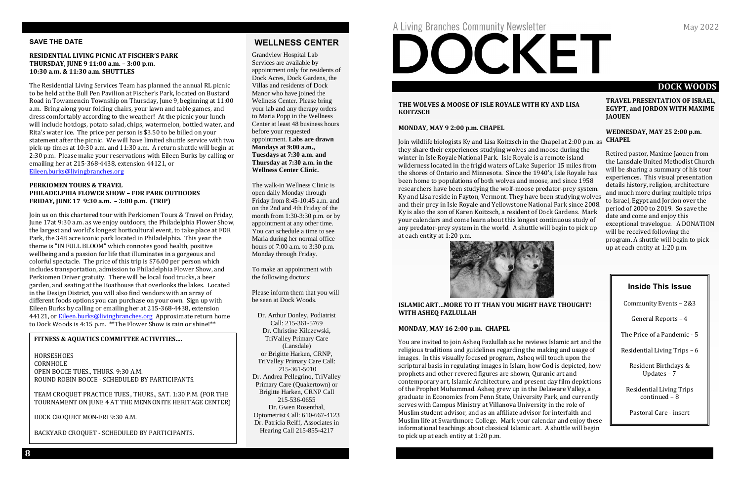## SAVE THE DATE

**RESIDENTIAL LIVING PICNIC AT FISCHER'S PARK**
**THURSDAY, JUNE 9 11:00 a.m. – 3:00 p.m.**
**10:30 a.m. & 11:30 a.m. SHUTTLES**

The Residential Living Services Team has planned the annual RL picnic to be held at the Bull Pen Pavilion at Fischer's Park, located on Bustard Road in Towamencin Township on Thursday, June 9, beginning at 11:00 a.m. Bring along your folding chairs, your lawn and table games, and dress comfortably according to the weather! At the picnic your lunch will include hotdogs, potato salad, chips, watermelon, bottled water, and Rita's water ice. The price per person is $3.50 to be billed on your statement after the picnic. We will have limited shuttle service with two pick-up times at 10:30 a.m. and 11:30 a.m. A return shuttle will begin at 2:30 p.m. Please make your reservations with Eileen Burks by calling or emailing her at 215-368-4438, extension 44121, or Eileen.burks@livingbranches.org

**PERKIOMEN TOURS & TRAVEL**
**PHILADELPHIA FLOWER SHOW – FDR PARK OUTDOORS**
**FRIDAY, JUNE 17 9:30 a.m. – 3:00 p.m. (TRIP)**

Join us on this chartered tour with Perkiomen Tours & Travel on Friday, June 17at 9:30 a.m. as we enjoy outdoors, the Philadelphia Flower Show, the largest and world's longest horticultural event, to take place at FDR Park, the 348 acre iconic park located in Philadelphia. This year the theme is "IN FULL BLOOM" which connotes good health, positive wellbeing and a passion for life that illuminates in a gorgeous and colorful spectacle. The price of this trip is $76.00 per person which includes transportation, admission to Philadelphia Flower Show, and Perkiomen Driver gratuity. There will be local food trucks, a beer garden, and seating at the Boathouse that overlooks the lakes. Located in the Design District, you will also find vendors with an array of different foods options you can purchase on your own. Sign up with Eileen Burks by calling or emailing her at 215-368-4438, extension 44121, or Eileen.burks@livingbranches.org Approximate return home to Dock Woods is 4:15 p.m. **The Flower Show is rain or shine!**

**FITNESS & AQUATICS COMMITTEE ACTIVITIES….**

HORSESHOES
CORNHOLE
OPEN BOCCE TUES., THURS. 9:30 A.M.
ROUND ROBIN BOCCE - SCHEDULED BY PARTICIPANTS.

TEAM CROQUET PRACTICE TUES., THURS., SAT. 1:30 P.M. (FOR THE TOURNAMENT ON JUNE 4 AT THE MENNONITE HERITAGE CENTER)

DOCK CROQUET MON-FRI 9:30 A.M.

BACKYARD CROQUET - SCHEDULED BY PARTICIPANTS.

## WELLNESS CENTER

Grandview Hospital Lab Services are available by appointment only for residents of Dock Acres, Dock Gardens, the Villas and residents of Dock Manor who have joined the Wellness Center. Please bring your lab and any therapy orders to Maria Popp in the Wellness Center at least 48 business hours before your requested appointment. **Labs are drawn Mondays at 9:00 a.m., Tuesdays at 7:30 a.m. and Thursday at 7:30 a.m. in the Wellness Center Clinic.**

The walk-in Wellness Clinic is open daily Monday through Friday from 8:45-10:45 a.m. and on the 2nd and 4th Friday of the month from 1:30-3:30 p.m. or by appointment at any other time. You can schedule a time to see Maria during her normal office hours of 7:00 a.m. to 3:30 p.m. Monday through Friday.

To make an appointment with the following doctors:

Please inform them that you will be seen at Dock Woods.

Dr. Arthur Donley, Podiatrist
Call: 215-361-5769
Dr. Christine Kilczewski, TriValley Primary Care (Lansdale)
or Brigitte Harken, CRNP, TriValley Primary Care Call: 215-361-5010
Dr. Andrea Pellegrino, TriValley Primary Care (Quakertown) or Brigitte Harken, CRNP Call 215-536-0655
Dr. Gwen Rosenthal, Optometrist Call: 610-667-4123
Dr. Patricia Reiff, Associates in Hearing Call 215-855-4217

A Living Branches Community Newsletter

# DOCKET

May 2022

## DOCK WOODS

**THE WOLVES & MOOSE OF ISLE ROYALE WITH KY AND LISA KOITZSCH**

**MONDAY, MAY 9 2:00 p.m. CHAPEL**

Join wildlife biologists Ky and Lisa Koitzsch in the Chapel at 2:00 p.m. as they share their experiences studying wolves and moose during the winter in Isle Royale National Park. Isle Royale is a remote island wilderness located in the frigid waters of Lake Superior 15 miles from the shores of Ontario and Minnesota. Since the 1940's, Isle Royale has been home to populations of both wolves and moose, and since 1958 researchers have been studying the wolf-moose predator-prey system. Ky and Lisa reside in Fayton, Vermont. They have been studying wolves and their prey in Isle Royale and Yellowstone National Park since 2008. Ky is also the son of Karen Koitzsch, a resident of Dock Gardens. Mark your calendars and come learn about this longest continuous study of any predator-prey system in the world. A shuttle will begin to pick up at each entity at 1:20 p.m.

**ISLAMIC ART…MORE TO IT THAN YOU MIGHT HAVE THOUGHT! WITH ASHEQ FAZLULLAH**

**MONDAY, MAY 16 2:00 p.m. CHAPEL**

You are invited to join Asheq Fazlullah as he reviews Islamic art and the religious traditions and guidelines regarding the making and usage of images. In this visually focused program, Asheq will touch upon the scriptural basis in regulating images in Islam, how God is depicted, how prophets and other revered figures are shown, Quranic art and contemporary art, Islamic Architecture, and present day film depictions of the Prophet Muhammad. Asheq grew up in the Delaware Valley, a graduate in Economics from Penn State, University Park, and currently serves with Campus Ministry at Villanova University in the role of Muslim student advisor, and as an affiliate advisor for interfaith and Muslim life at Swarthmore College. Mark your calendar and enjoy these informational teachings about classical Islamic art. A shuttle will begin to pick up at each entity at 1:20 p.m.

**TRAVEL PRESENTATION OF ISRAEL, EGYPT, and JORDON WITH MAXIME JAOUEN**

**WEDNESDAY, MAY 25 2:00 p.m. CHAPEL**

Retired pastor, Maxime Jaouen from the Lansdale United Methodist Church will be sharing a summary of his tour experiences. This visual presentation details history, religion, architecture and much more during multiple trips to Israel, Egypt and Jordon over the period of 2000 to 2019. So save the date and come and enjoy this exceptional travelogue. A DONATION will be received following the program. A shuttle will begin to pick up at each entity at 1:20 p.m.

### Inside This Issue

Community Events – 2&3

General Reports – 4

The Price of a Pandemic - 5

Residential Living Trips – 6

Resident Birthdays & Updates – 7

Residential Living Trips continued – 8

Pastoral Care - insert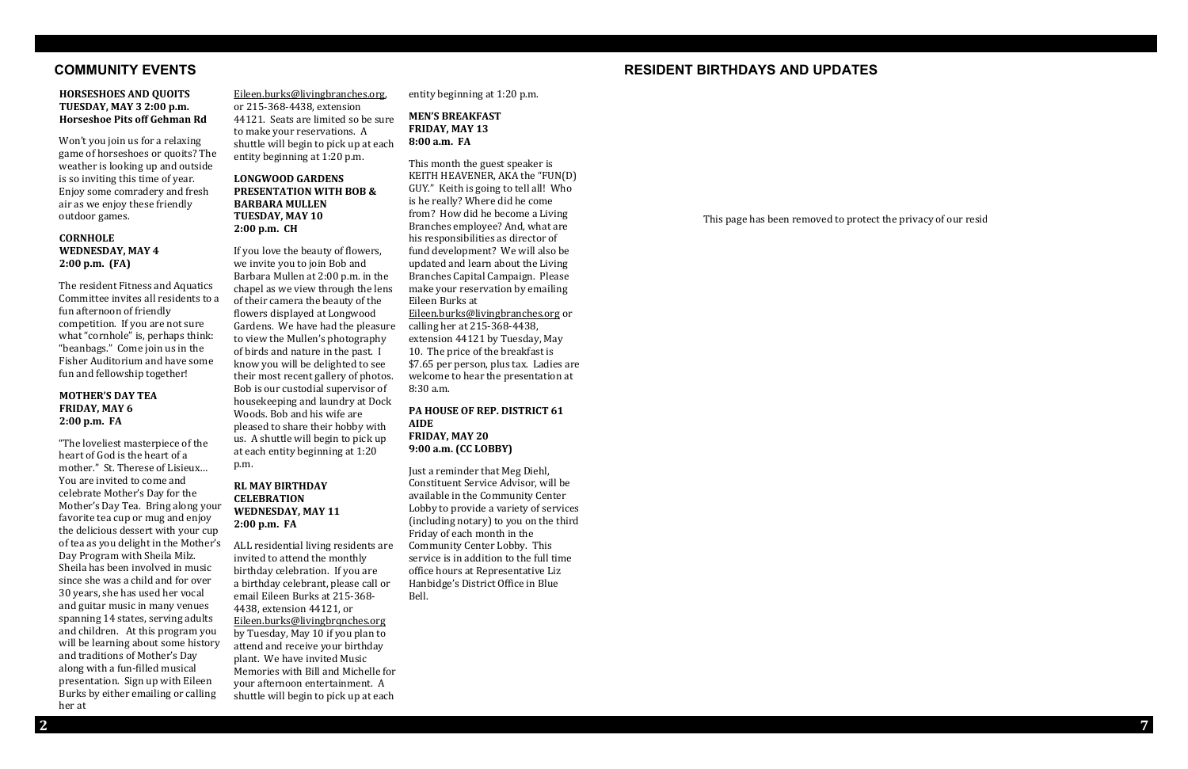## COMMUNITY EVENTS

**HORSESHOES AND QUOITS**
**TUESDAY, MAY 3 2:00 p.m.**
**Horseshoe Pits off Gehman Rd**

Won't you join us for a relaxing game of horseshoes or quoits? The weather is looking up and outside is so inviting this time of year. Enjoy some comradery and fresh air as we enjoy these friendly outdoor games.

**CORNHOLE**
**WEDNESDAY, MAY 4**
**2:00 p.m. (FA)**

The resident Fitness and Aquatics Committee invites all residents to a fun afternoon of friendly competition. If you are not sure what "cornhole" is, perhaps think: "beanbags." Come join us in the Fisher Auditorium and have some fun and fellowship together!

**MOTHER'S DAY TEA**
**FRIDAY, MAY 6**
**2:00 p.m. FA**

"The loveliest masterpiece of the heart of God is the heart of a mother." St. Therese of Lisieux… You are invited to come and celebrate Mother's Day for the Mother's Day Tea. Bring along your favorite tea cup or mug and enjoy the delicious dessert with your cup of tea as you delight in the Mother's Day Program with Sheila Milz. Sheila has been involved in music since she was a child and for over 30 years, she has used her vocal and guitar music in many venues spanning 14 states, serving adults and children. At this program you will be learning about some history and traditions of Mother's Day along with a fun-filled musical presentation. Sign up with Eileen Burks by either emailing or calling her at Eileen.burks@livingbranches.org, or 215-368-4438, extension 44121. Seats are limited so be sure to make your reservations. A shuttle will begin to pick up at each entity beginning at 1:20 p.m.

**LONGWOOD GARDENS PRESENTATION WITH BOB & BARBARA MULLEN**
**TUESDAY, MAY 10**
**2:00 p.m. CH**

If you love the beauty of flowers, we invite you to join Bob and Barbara Mullen at 2:00 p.m. in the chapel as we view through the lens of their camera the beauty of the flowers displayed at Longwood Gardens. We have had the pleasure to view the Mullen's photography of birds and nature in the past. I know you will be delighted to see their most recent gallery of photos. Bob is our custodial supervisor of housekeeping and laundry at Dock Woods. Bob and his wife are pleased to share their hobby with us. A shuttle will begin to pick up at each entity beginning at 1:20 p.m.

**RL MAY BIRTHDAY CELEBRATION**
**WEDNESDAY, MAY 11**
**2:00 p.m. FA**

ALL residential living residents are invited to attend the monthly birthday celebration. If you are a birthday celebrant, please call or email Eileen Burks at 215-368-4438, extension 44121, or Eileen.burks@livingbrqnches.org by Tuesday, May 10 if you plan to attend and receive your birthday plant. We have invited Music Memories with Bill and Michelle for your afternoon entertainment. A shuttle will begin to pick up at each entity beginning at 1:20 p.m.

**MEN'S BREAKFAST**
**FRIDAY, MAY 13**
**8:00 a.m. FA**

This month the guest speaker is KEITH HEAVENER, AKA the "FUN(D) GUY." Keith is going to tell all! Who is he really? Where did he come from? How did he become a Living Branches employee? And, what are his responsibilities as director of fund development? We will also be updated and learn about the Living Branches Capital Campaign. Please make your reservation by emailing Eileen Burks at Eileen.burks@livingbranches.org or calling her at 215-368-4438, extension 44121 by Tuesday, May 10. The price of the breakfast is $7.65 per person, plus tax. Ladies are welcome to hear the presentation at 8:30 a.m.

**PA HOUSE OF REP. DISTRICT 61 AIDE**
**FRIDAY, MAY 20**
**9:00 a.m. (CC LOBBY)**

Just a reminder that Meg Diehl, Constituent Service Advisor, will be available in the Community Center Lobby to provide a variety of services (including notary) to you on the third Friday of each month in the Community Center Lobby. This service is in addition to the full time office hours at Representative Liz Hanbidge's District Office in Blue Bell.

## RESIDENT BIRTHDAYS AND UPDATES

This page has been removed to protect the privacy of our resid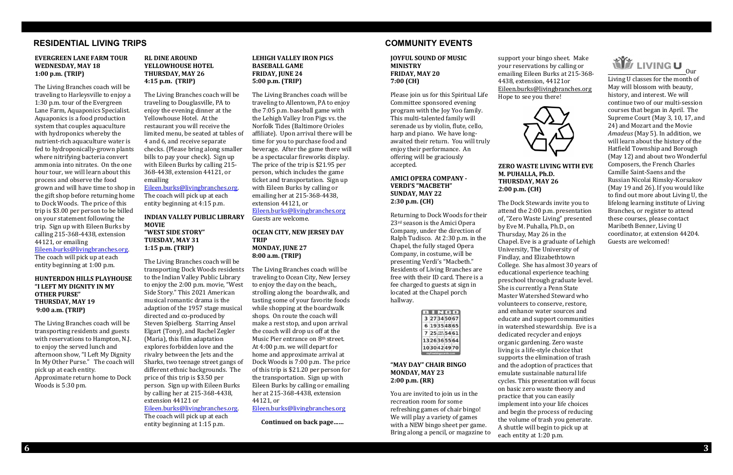## RESIDENTIAL LIVING TRIPS

**EVERGREEN LANE FARM TOUR**
**WEDNESDAY, MAY 18**
**1:00 p.m. (TRIP)**

The Living Branches coach will be traveling to Harleysville to enjoy a 1:30 p.m. tour of the Evergreen Lane Farm, Aquaponics Specialist. Aquaponics is a food production system that couples aquaculture with hydroponics whereby the nutrient-rich aquaculture water is fed to hydroponically-grown plants where nitrifying bacteria convert ammonia into nitrates. On the one hour tour, we will learn about this process and observe the food grown and will have time to shop in the gift shop before returning home to Dock Woods. The price of this trip is $3.00 per person to be billed on your statement following the trip. Sign up with Eileen Burks by calling 215-368-4438, extension 44121, or emailing Eileen.burks@livingbranches.org. The coach will pick up at each entity beginning at 1:00 p.m.

**HUNTERDON HILLS PLAYHOUSE**
**"I LEFT MY DIGNITY IN MY OTHER PURSE"**
**THURSDAY, MAY 19**
**9:00 a.m. (TRIP)**

The Living Branches coach will be transporting residents and guests with reservations to Hampton, N.J. to enjoy the served lunch and afternoon show, "I Left My Dignity In My Other Purse." The coach will pick up at each entity. Approximate return home to Dock Woods is 5:30 pm.

**RL DINE AROUND**
**YELLOWHOUSE HOTEL**
**THURSDAY, MAY 26**
**4:15 p.m. (TRIP)**

The Living Branches coach will be traveling to Douglasville, PA to enjoy the evening dinner at the Yellowhouse Hotel. At the restaurant you will receive the limited menu, be seated at tables of 4 and 6, and receive separate checks. (Please bring along smaller bills to pay your check). Sign up with Eileen Burks by calling 215-368-4438, extension 44121, or emailing Eileen.burks@livingbranches.org. The coach will pick up at each entity beginning at 4:15 p.m.

**INDIAN VALLEY PUBLIC LIBRARY MOVIE**
**"WEST SIDE STORY"**
**TUESDAY, MAY 31**
**1:15 p.m. (TRIP)**

The Living Branches coach will be transporting Dock Woods residents to the Indian Valley Public Library to enjoy the 2:00 p.m. movie, "West Side Story." This 2021 American musical romantic drama is the adaption of the 1957 stage musical directed and co-produced by Steven Spielberg. Starring Ansel Elgart (Tony), and Rachel Zegler (Maria), this film adaptation explores forbidden love and the rivalry between the Jets and the Sharks, two teenage street gangs of different ethnic backgrounds. The price of this trip is $3.50 per person. Sign up with Eileen Burks by calling her at 215-368-4438, extension 44121 or Eileen.burks@livingbranches.org. The coach will pick up at each entity beginning at 1:15 p.m.

**LEHIGH VALLEY IRON PIGS BASEBALL GAME**
**FRIDAY, JUNE 24**
**5:00 p.m. (TRIP)**

The Living Branches coach will be traveling to Allentown, PA to enjoy the 7:05 p.m. baseball game with the Lehigh Valley Iron Pigs vs. the Norfolk Tides (Baltimore Orioles affiliate). Upon arrival there will be time for you to purchase food and beverage. After the game there will be a spectacular fireworks display. The price of the trip is $21.95 per person, which includes the game ticket and transportation. Sign up with Eileen Burks by calling or emailing her at 215-368-4438, extension 44121, or Eileen.burks@livingbranches.org Guests are welcome.

**OCEAN CITY, NEW JERSEY DAY TRIP**
**MONDAY, JUNE 27**
**8:00 a.m. (TRIP)**

The Living Branches coach will be traveling to Ocean City, New Jersey to enjoy the day on the beach,, strolling along the boardwalk, and tasting some of your favorite foods while shopping at the boardwalk shops. On route the coach will make a rest stop, and upon arrival the coach will drop us off at the Music Pier entrance on 8th street. At 4:00 p.m. we will depart for home and approximate arrival at Dock Woods is 7:00 p.m. The price of this trip is $21.20 per person for the transportation. Sign up with Eileen Burks by calling or emailing her at 215-368-4438, extension 44121, or Eileen.burks@livingbranches.org

**Continued on back page……**

## COMMUNITY EVENTS

**JOYFUL SOUND OF MUSIC MINISTRY**
**FRIDAY, MAY 20**
**7:00 (CH)**

Please join us for this Spiritual Life Committee sponsored evening program with the Joy Yoo family. This multi-talented family will serenade us by violin, flute, cello, harp and piano. We have long-awaited their return. You will truly enjoy their performance. An offering will be graciously accepted.

**AMICI OPERA COMPANY - VERDI'S "MACBETH"**
**SUNDAY, MAY 22**
**2:30 p.m. (CH)**

Returning to Dock Woods for their 23rd season is the Amici Opera Company, under the direction of Ralph Tudisco. At 2:30 p.m. in the Chapel, the fully staged Opera Company, in costume, will be presenting Verdi's "Macbeth." Residents of Living Branches are free with their ID card. There is a fee charged to guests at sign in located at the Chapel porch hallway.

**"MAY DAY" CHAIR BINGO**
**MONDAY, MAY 23**
**2:00 p.m. (RR)**

You are invited to join us in the recreation room for some refreshing games of chair bingo! We will play a variety of games with a NEW bingo sheet per game. Bring along a pencil, or magazine to support your bingo sheet. Make your reservations by calling or emailing Eileen Burks at 215-368-4438, extension, 44121or Eileen.burks@livingbranches.org Hope to see you there!

**ZERO WASTE LIVING WITH EVE M. PUHALLA, Ph.D.**
**THURSDAY, MAY 26**
**2:00 p.m. (CH)**

The Dock Stewards invite you to attend the 2:00 p.m. presentation of, "Zero Waste Living" presented by Eve M. Puhalla, Ph.D., on Thursday, May 26 in the Chapel. Eve is a graduate of Lehigh University, The University of Findlay, and Elizabethtown College. She has almost 30 years of educational experience teaching preschool through graduate level. She is currently a Penn State Master Watershed Steward who volunteers to conserve, restore, and enhance water sources and educate and support communities in watershed stewardship. Eve is a dedicated recycler and enjoys organic gardening. Zero waste living is a life-style choice that supports the elimination of trash and the adoption of practices that emulate sustainable natural life cycles. This presentation will focus on basic zero waste theory and practice that you can easily implement into your life choices and begin the process of reducing the volume of trash you generate. A shuttle will begin to pick up at each entity at 1:20 p.m.

**LIVING U**

Our Living U classes for the month of May will blossom with beauty, history, and interest. We will continue two of our multi-session courses that began in April. The Supreme Court (May 3, 10, 17, and 24) and Mozart and the Movie *Amadeus* (May 5). In addition, we will learn about the history of the Hatfield Township and Borough (May 12) and about two Wonderful Composers, the French Charles Camille Saint-Saens and the Russian Nicolai Rimsky-Korsakov (May 19 and 26). If you would like to find out more about Living U, the lifelong learning institute of Living Branches, or register to attend these courses, please contact Maribeth Benner, Living U coordinator, at extension 44204. Guests are welcomed!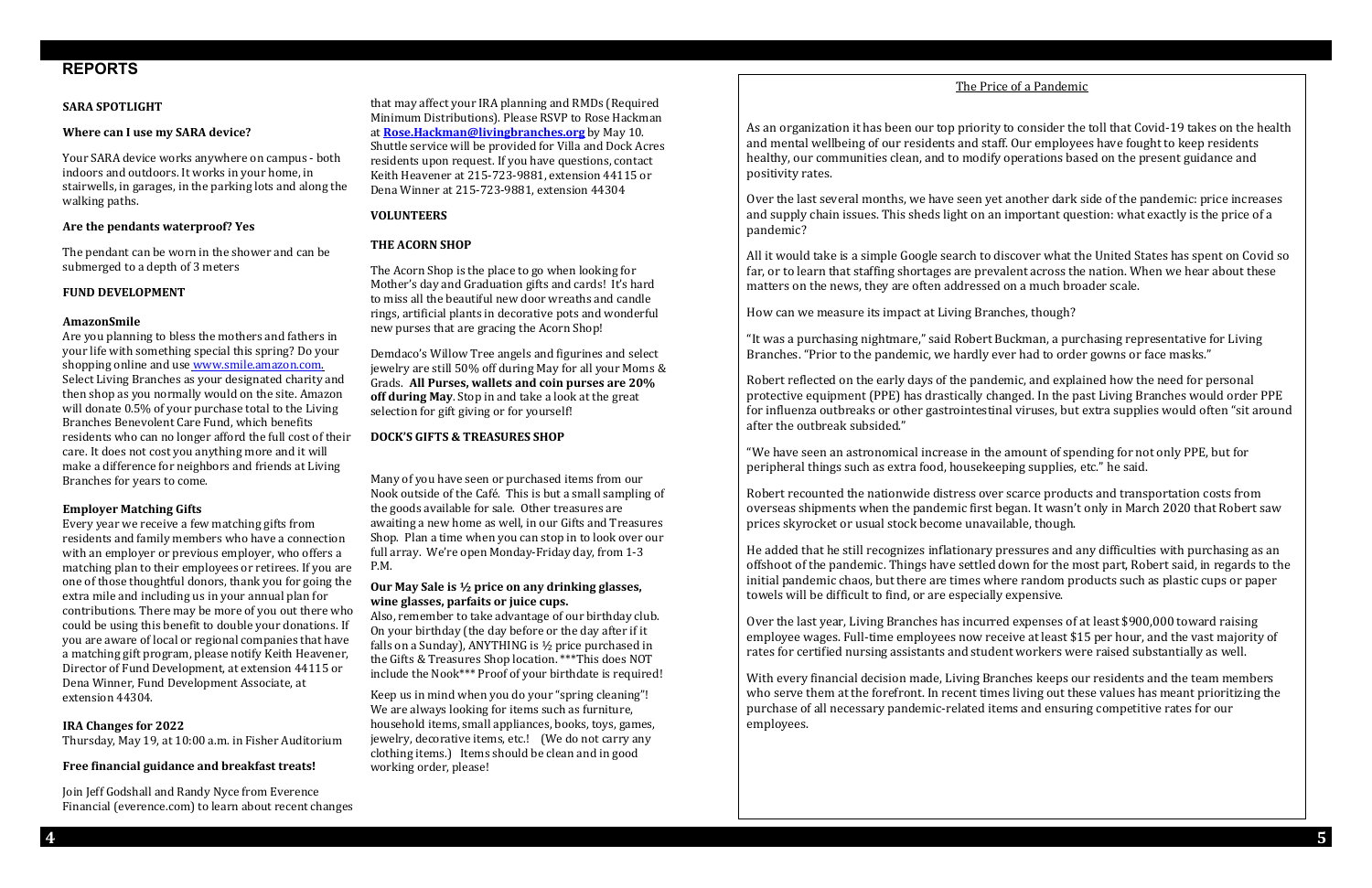## REPORTS

### SARA SPOTLIGHT

**Where can I use my SARA device?**

Your SARA device works anywhere on campus - both indoors and outdoors. It works in your home, in stairwells, in garages, in the parking lots and along the walking paths.

**Are the pendants waterproof? Yes**

The pendant can be worn in the shower and can be submerged to a depth of 3 meters

### FUND DEVELOPMENT

**AmazonSmile**

Are you planning to bless the mothers and fathers in your life with something special this spring? Do your shopping online and use www.smile.amazon.com. Select Living Branches as your designated charity and then shop as you normally would on the site. Amazon will donate 0.5% of your purchase total to the Living Branches Benevolent Care Fund, which benefits residents who can no longer afford the full cost of their care. It does not cost you anything more and it will make a difference for neighbors and friends at Living Branches for years to come.

**Employer Matching Gifts**

Every year we receive a few matching gifts from residents and family members who have a connection with an employer or previous employer, who offers a matching plan to their employees or retirees. If you are one of those thoughtful donors, thank you for going the extra mile and including us in your annual plan for contributions. There may be more of you out there who could be using this benefit to double your donations. If you are aware of local or regional companies that have a matching gift program, please notify Keith Heavener, Director of Fund Development, at extension 44115 or Dena Winner, Fund Development Associate, at extension 44304.

**IRA Changes for 2022**

Thursday, May 19, at 10:00 a.m. in Fisher Auditorium

**Free financial guidance and breakfast treats!**

Join Jeff Godshall and Randy Nyce from Everence Financial (everence.com) to learn about recent changes that may affect your IRA planning and RMDs (Required Minimum Distributions). Please RSVP to Rose Hackman at **Rose.Hackman@livingbranches.org** by May 10. Shuttle service will be provided for Villa and Dock Acres residents upon request. If you have questions, contact Keith Heavener at 215-723-9881, extension 44115 or Dena Winner at 215-723-9881, extension 44304

### VOLUNTEERS

**THE ACORN SHOP**

The Acorn Shop is the place to go when looking for Mother's day and Graduation gifts and cards! It's hard to miss all the beautiful new door wreaths and candle rings, artificial plants in decorative pots and wonderful new purses that are gracing the Acorn Shop!

Demdaco's Willow Tree angels and figurines and select jewelry are still 50% off during May for all your Moms & Grads. **All Purses, wallets and coin purses are 20% off during May**. Stop in and take a look at the great selection for gift giving or for yourself!

**DOCK'S GIFTS & TREASURES SHOP**

Many of you have seen or purchased items from our Nook outside of the Café. This is but a small sampling of the goods available for sale. Other treasures are awaiting a new home as well, in our Gifts and Treasures Shop. Plan a time when you can stop in to look over our full array. We're open Monday-Friday day, from 1-3 P.M.

**Our May Sale is ½ price on any drinking glasses, wine glasses, parfaits or juice cups.**

Also, remember to take advantage of our birthday club. On your birthday (the day before or the day after if it falls on a Sunday), ANYTHING is ½ price purchased in the Gifts & Treasures Shop location. ***This does NOT include the Nook*** Proof of your birthdate is required!

Keep us in mind when you do your "spring cleaning"! We are always looking for items such as furniture, household items, small appliances, books, toys, games, jewelry, decorative items, etc.! (We do not carry any clothing items.) Items should be clean and in good working order, please!

### The Price of a Pandemic

As an organization it has been our top priority to consider the toll that Covid-19 takes on the health and mental wellbeing of our residents and staff. Our employees have fought to keep residents healthy, our communities clean, and to modify operations based on the present guidance and positivity rates.

Over the last several months, we have seen yet another dark side of the pandemic: price increases and supply chain issues. This sheds light on an important question: what exactly is the price of a pandemic?

All it would take is a simple Google search to discover what the United States has spent on Covid so far, or to learn that staffing shortages are prevalent across the nation. When we hear about these matters on the news, they are often addressed on a much broader scale.

How can we measure its impact at Living Branches, though?

"It was a purchasing nightmare," said Robert Buckman, a purchasing representative for Living Branches. "Prior to the pandemic, we hardly ever had to order gowns or face masks."

Robert reflected on the early days of the pandemic, and explained how the need for personal protective equipment (PPE) has drastically changed. In the past Living Branches would order PPE for influenza outbreaks or other gastrointestinal viruses, but extra supplies would often "sit around after the outbreak subsided."

"We have seen an astronomical increase in the amount of spending for not only PPE, but for peripheral things such as extra food, housekeeping supplies, etc." he said.

Robert recounted the nationwide distress over scarce products and transportation costs from overseas shipments when the pandemic first began. It wasn't only in March 2020 that Robert saw prices skyrocket or usual stock become unavailable, though.

He added that he still recognizes inflationary pressures and any difficulties with purchasing as an offshoot of the pandemic. Things have settled down for the most part, Robert said, in regards to the initial pandemic chaos, but there are times where random products such as plastic cups or paper towels will be difficult to find, or are especially expensive.

Over the last year, Living Branches has incurred expenses of at least $900,000 toward raising employee wages. Full-time employees now receive at least $15 per hour, and the vast majority of rates for certified nursing assistants and student workers were raised substantially as well.

With every financial decision made, Living Branches keeps our residents and the team members who serve them at the forefront. In recent times living out these values has meant prioritizing the purchase of all necessary pandemic-related items and ensuring competitive rates for our employees.